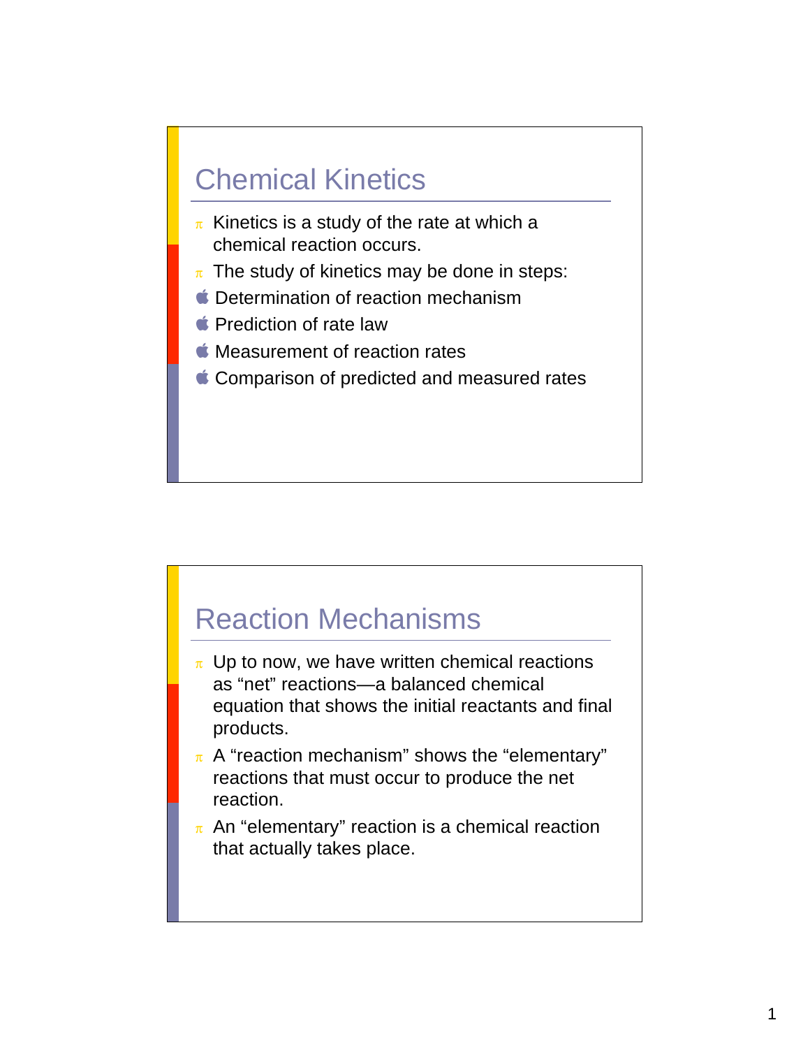## Chemical Kinetics

- Kinetics is a study of the rate at which a chemical reaction occurs.
- The study of kinetics may be done in steps:
- Determination of reaction mechanism
- Prediction of rate law
- Measurement of reaction rates
- Comparison of predicted and measured rates

## Reaction Mechanisms

- Up to now, we have written chemical reactions as “net” reactions—a balanced chemical equation that shows the initial reactants and final products.
- A “reaction mechanism” shows the “elementary” reactions that must occur to produce the net reaction.
- An “elementary” reaction is a chemical reaction that actually takes place.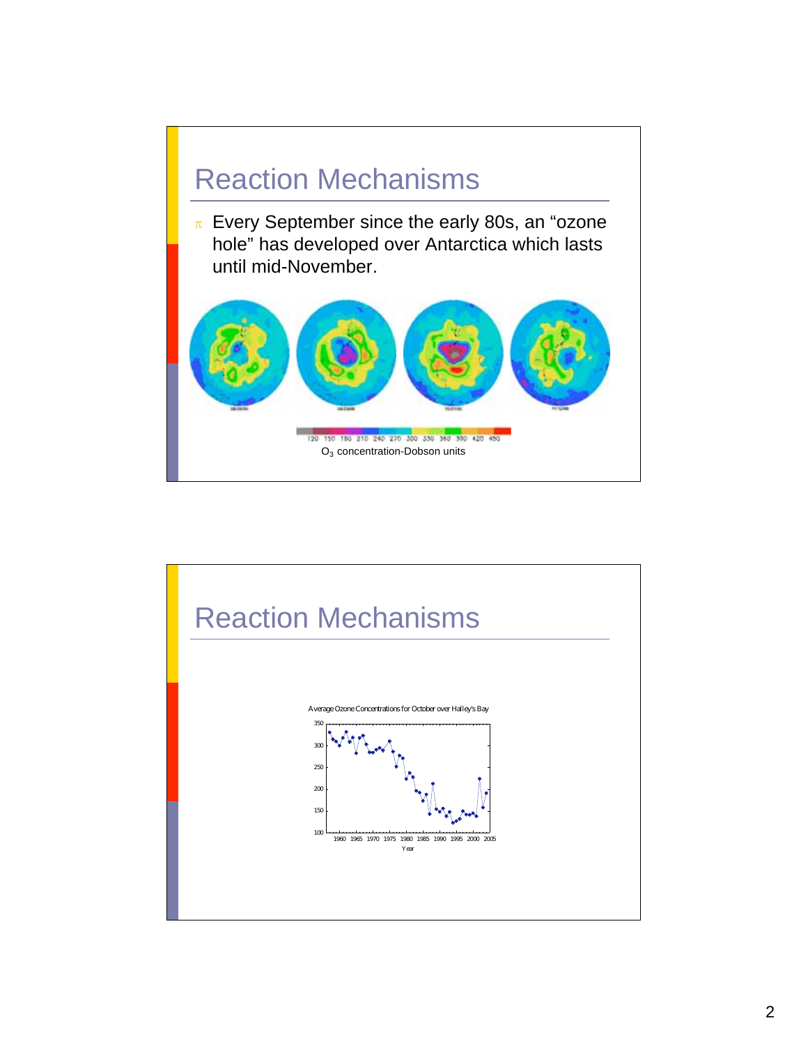# Reaction Mechanisms

- Every September since the early 80s, an "ozone hole" has developed over Antarctica which lasts until mid-November.

120 150 180 210 240 270 300 330 360 390 420 450

$O_3$ concentration-Dobson units

# Reaction Mechanisms

Average Ozone Concentrations for October over Halley's Bay

350
300
250
200
150
100

1960 1965 1970 1975 1980 1985 1990 1995 2000 2005

Year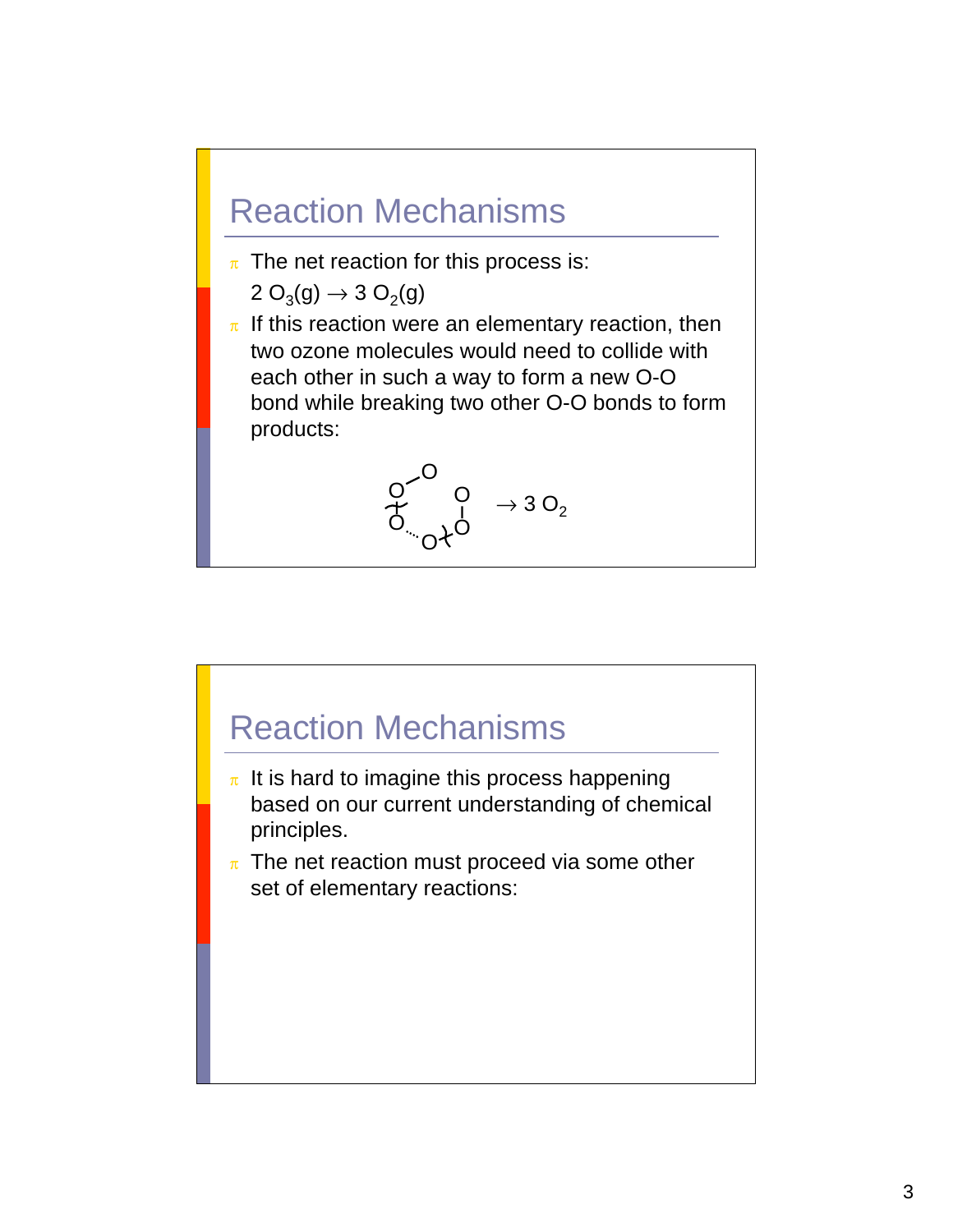## Reaction Mechanisms

- The net reaction for this process is:
  $2\ O_3(g) \rightarrow 3\ O_2(g)$
- If this reaction were an elementary reaction, then two ozone molecules would need to collide with each other in such a way to form a new O-O bond while breaking two other O-O bonds to form products:

$\rightarrow 3\ O_2$

## Reaction Mechanisms

- It is hard to imagine this process happening based on our current understanding of chemical principles.
- The net reaction must proceed via some other set of elementary reactions: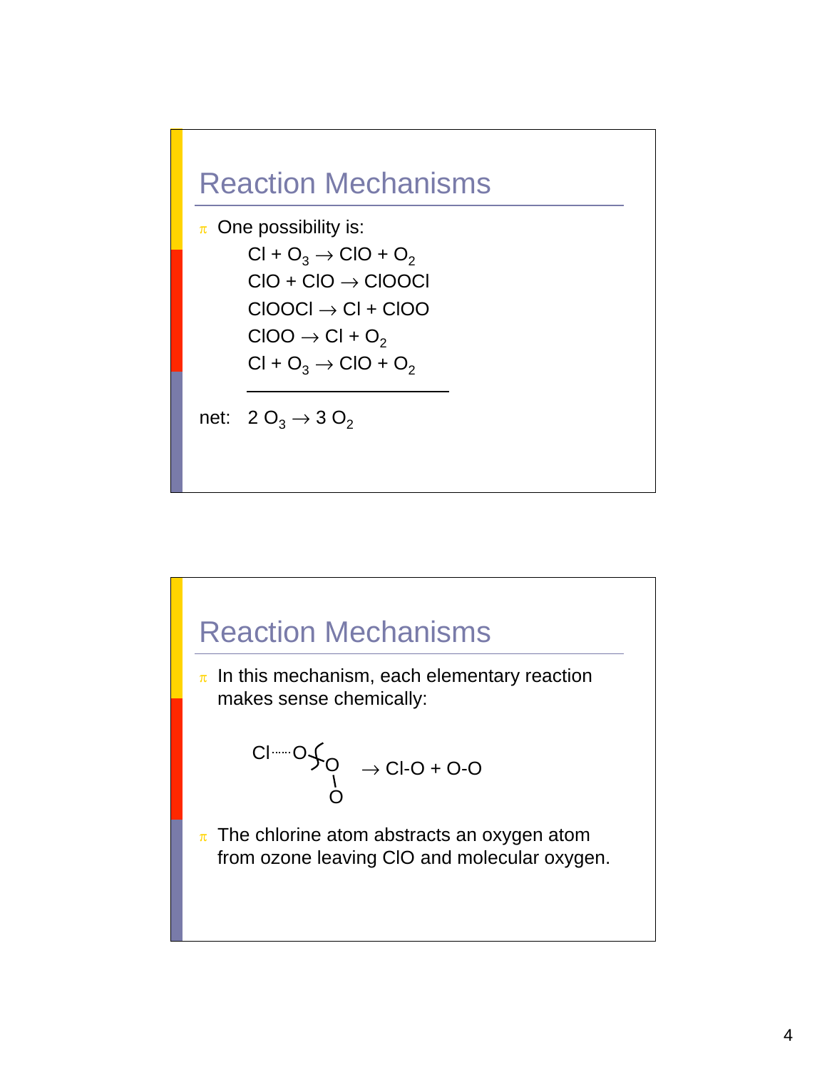## Reaction Mechanisms

- One possibility is:

$$Cl + O_3 \rightarrow ClO + O_2$$
$$ClO + ClO \rightarrow ClOOCl$$
$$ClOOCl \rightarrow Cl + ClOO$$
$$ClOO \rightarrow Cl + O_2$$
$$Cl + O_3 \rightarrow ClO + O_2$$

net: $2\ O_3 \rightarrow 3\ O_2$

## Reaction Mechanisms

- In this mechanism, each elementary reaction makes sense chemically:

Cl·····O–O–O $\rightarrow$ Cl-O + O-O

- The chlorine atom abstracts an oxygen atom from ozone leaving ClO and molecular oxygen.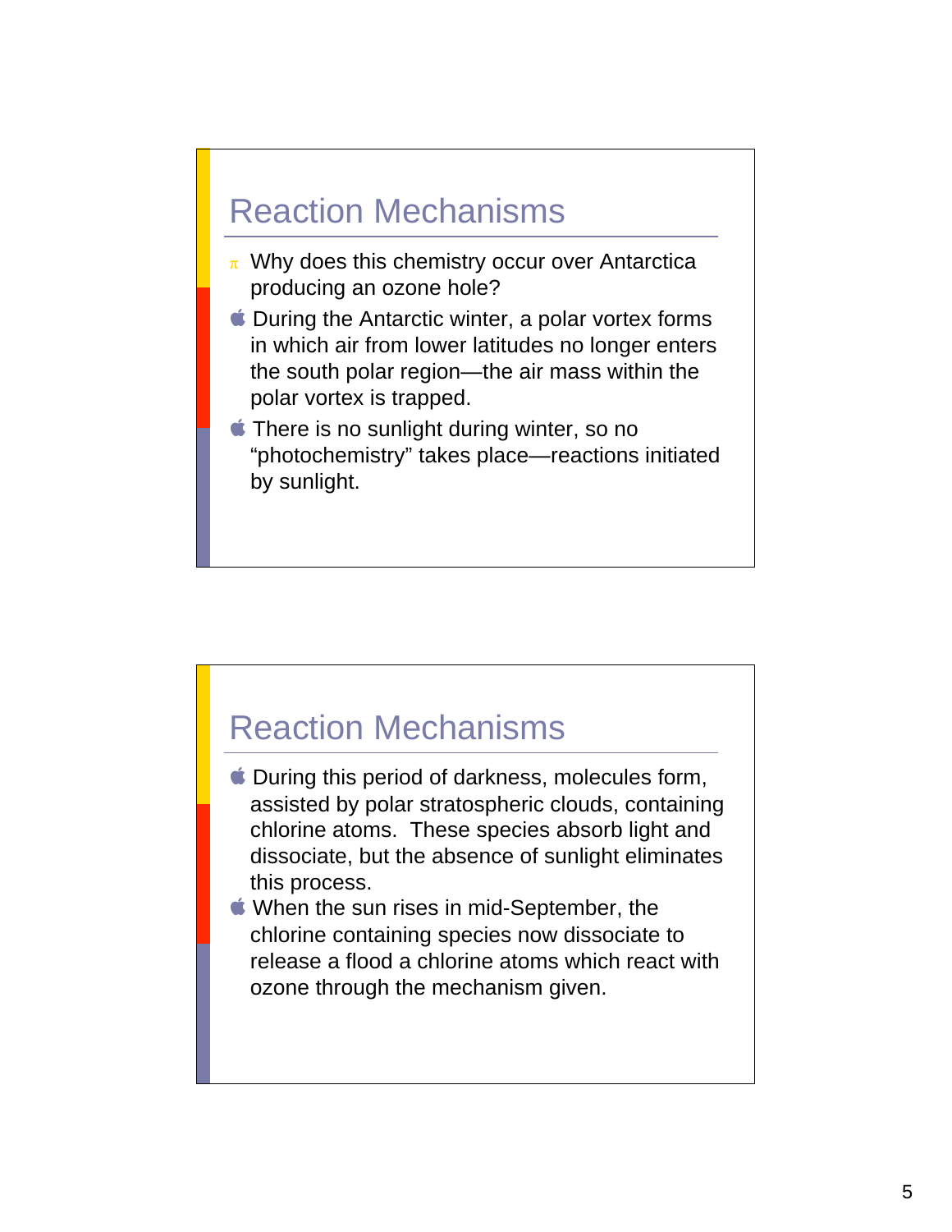## Reaction Mechanisms

- Why does this chemistry occur over Antarctica producing an ozone hole?
- During the Antarctic winter, a polar vortex forms in which air from lower latitudes no longer enters the south polar region—the air mass within the polar vortex is trapped.
- There is no sunlight during winter, so no "photochemistry" takes place—reactions initiated by sunlight.

## Reaction Mechanisms

- During this period of darkness, molecules form, assisted by polar stratospheric clouds, containing chlorine atoms. These species absorb light and dissociate, but the absence of sunlight eliminates this process.
- When the sun rises in mid-September, the chlorine containing species now dissociate to release a flood a chlorine atoms which react with ozone through the mechanism given.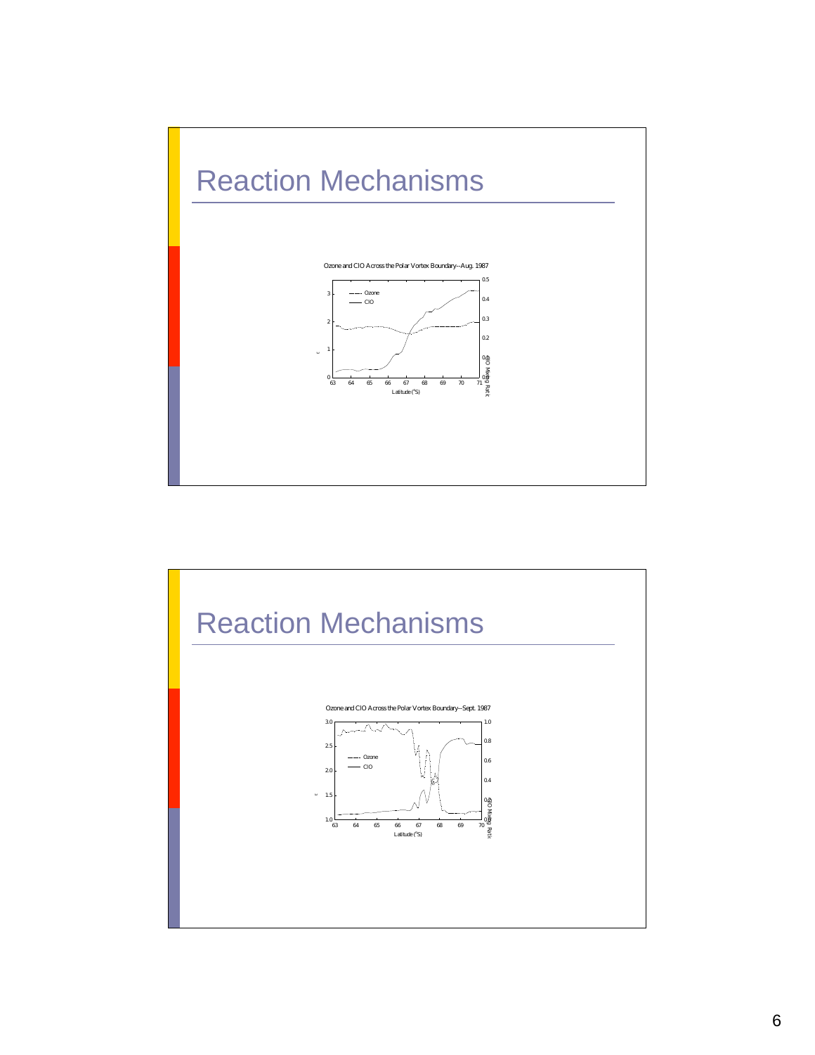# Reaction Mechanisms

Ozone and ClO Across the Polar Vortex Boundary--Aug. 1987

Ozone
ClO

Latitude (°S)

ClO Mixing Ratio

0
1
2
3

0.5
0.4
0.3
0.2
0.1
0.0

63 64 65 66 67 68 69 70 71

# Reaction Mechanisms

Ozone and ClO Across the Polar Vortex Boundary--Sept. 1987

Ozone
ClO

Latitude (°S)

ClO Mixing Ratio

1.0
1.5
2.0
2.5
3.0

1.0
0.8
0.6
0.4
0.2
0.0

63 64 65 66 67 68 69 70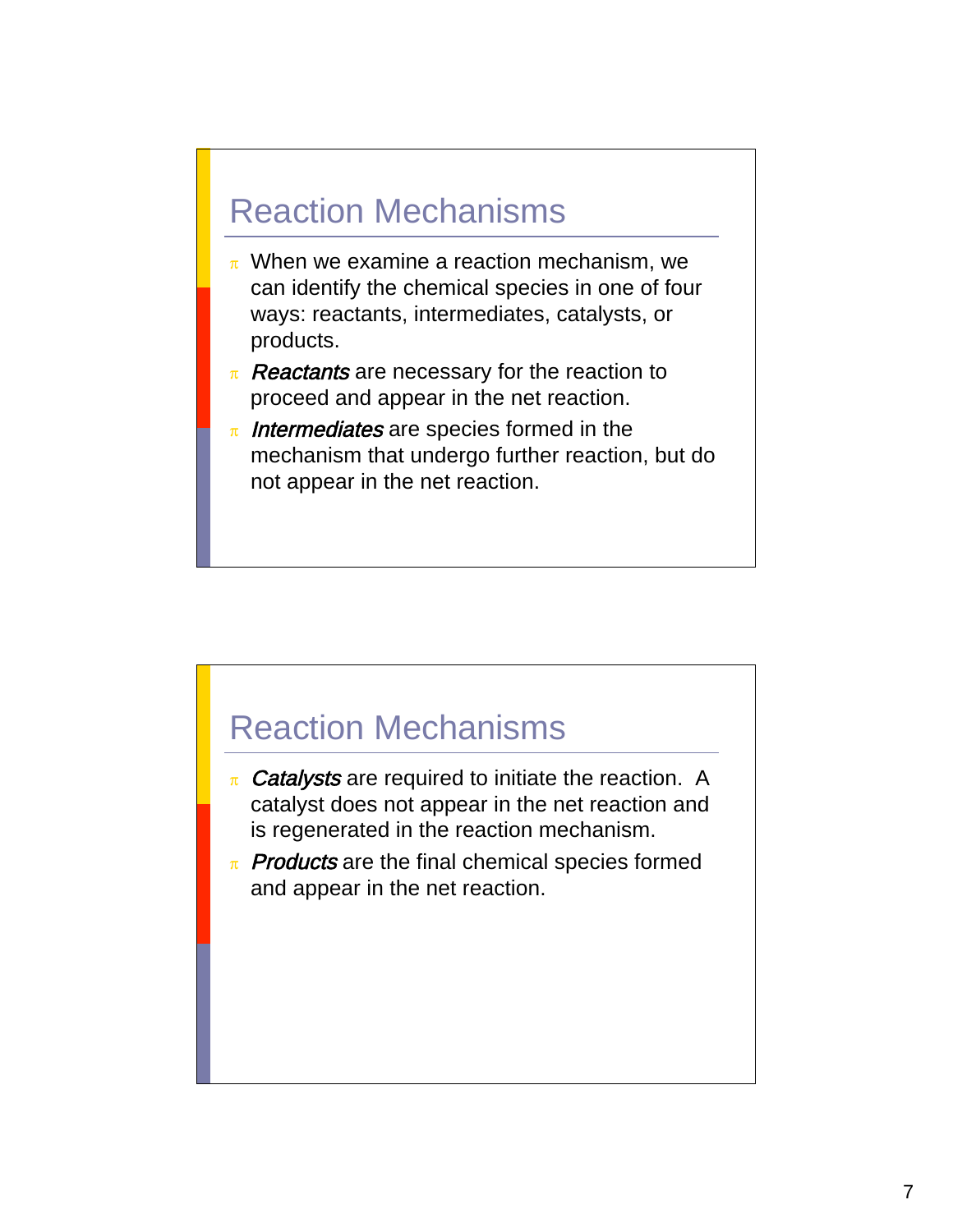## Reaction Mechanisms

- When we examine a reaction mechanism, we can identify the chemical species in one of four ways: reactants, intermediates, catalysts, or products.
- *Reactants* are necessary for the reaction to proceed and appear in the net reaction.
- *Intermediates* are species formed in the mechanism that undergo further reaction, but do not appear in the net reaction.

## Reaction Mechanisms

- *Catalysts* are required to initiate the reaction. A catalyst does not appear in the net reaction and is regenerated in the reaction mechanism.
- *Products* are the final chemical species formed and appear in the net reaction.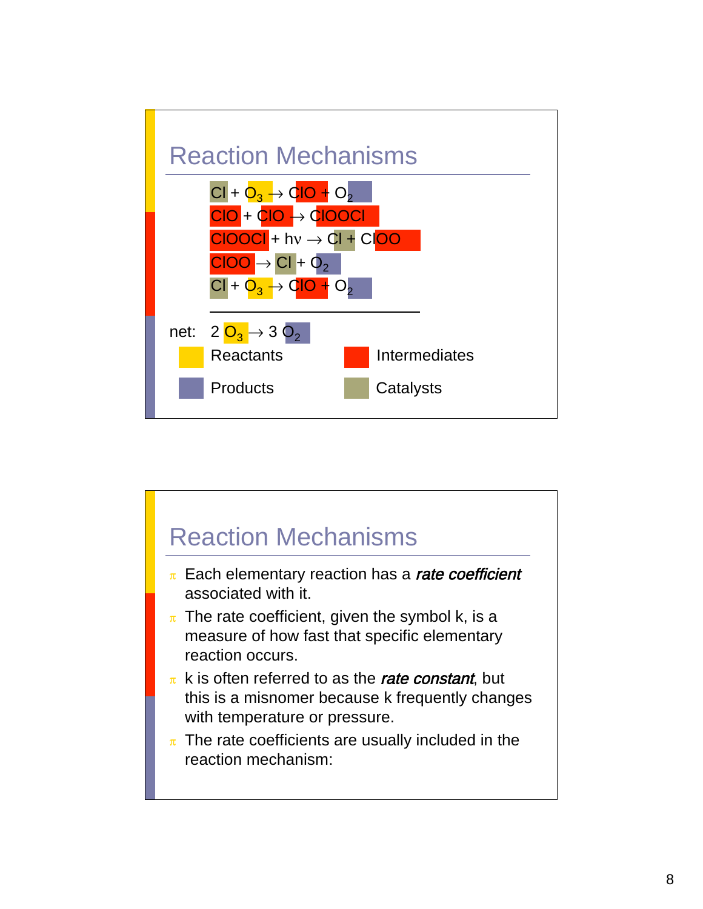## Reaction Mechanisms

$$Cl + O_3 \rightarrow ClO + O_2$$
$$ClO + ClO \rightarrow ClOOCl$$
$$ClOOCl + h\nu \rightarrow Cl + ClOO$$
$$ClOO \rightarrow Cl + O_2$$
$$Cl + O_3 \rightarrow ClO + O_2$$

net: $2\,O_3 \rightarrow 3\,O_2$

Reactants

Intermediates

Products

Catalysts

## Reaction Mechanisms

- Each elementary reaction has a ***rate coefficient*** associated with it.
- The rate coefficient, given the symbol k, is a measure of how fast that specific elementary reaction occurs.
- k is often referred to as the ***rate constant***, but this is a misnomer because k frequently changes with temperature or pressure.
- The rate coefficients are usually included in the reaction mechanism: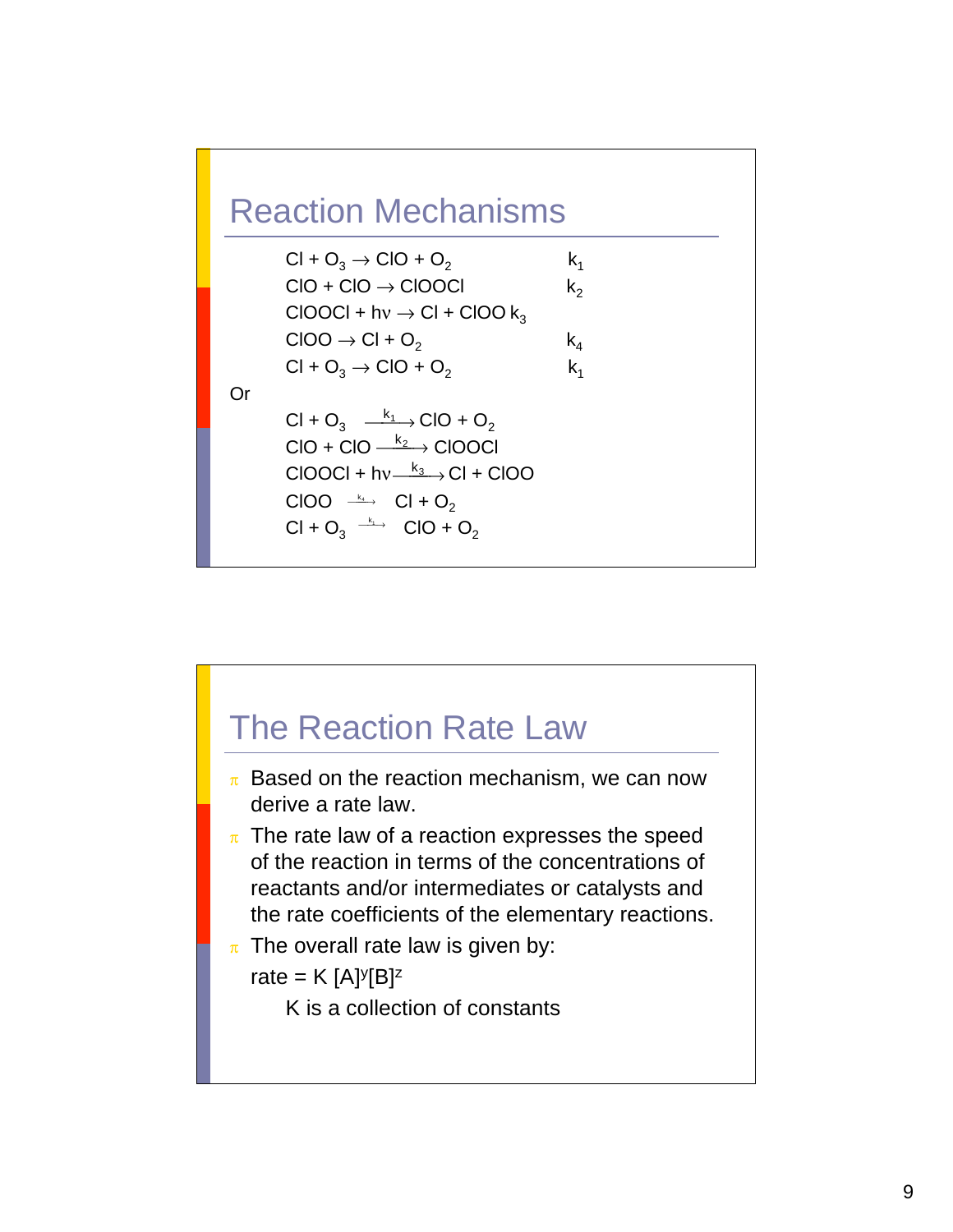## Reaction Mechanisms

$Cl + O_3 \rightarrow ClO + O_2$ $k_1$

$ClO + ClO \rightarrow ClOOCl$ $k_2$

$ClOOCl + h\nu \rightarrow Cl + ClOO$ $k_3$

$ClOO \rightarrow Cl + O_2$ $k_4$

$Cl + O_3 \rightarrow ClO + O_2$ $k_1$

Or

$$Cl + O_3 \xrightarrow{k_1} ClO + O_2$$

$$ClO + ClO \xrightarrow{k_2} ClOOCl$$

$$ClOOCl + h\nu \xrightarrow{k_3} Cl + ClOO$$

$$ClOO \xrightarrow{k_4} Cl + O_2$$

$$Cl + O_3 \xrightarrow{k_1} ClO + O_2$$

## The Reaction Rate Law

- Based on the reaction mechanism, we can now derive a rate law.
- The rate law of a reaction expresses the speed of the reaction in terms of the concentrations of reactants and/or intermediates or catalysts and the rate coefficients of the elementary reactions.
- The overall rate law is given by:

  rate = $K [A]^y[B]^z$

  K is a collection of constants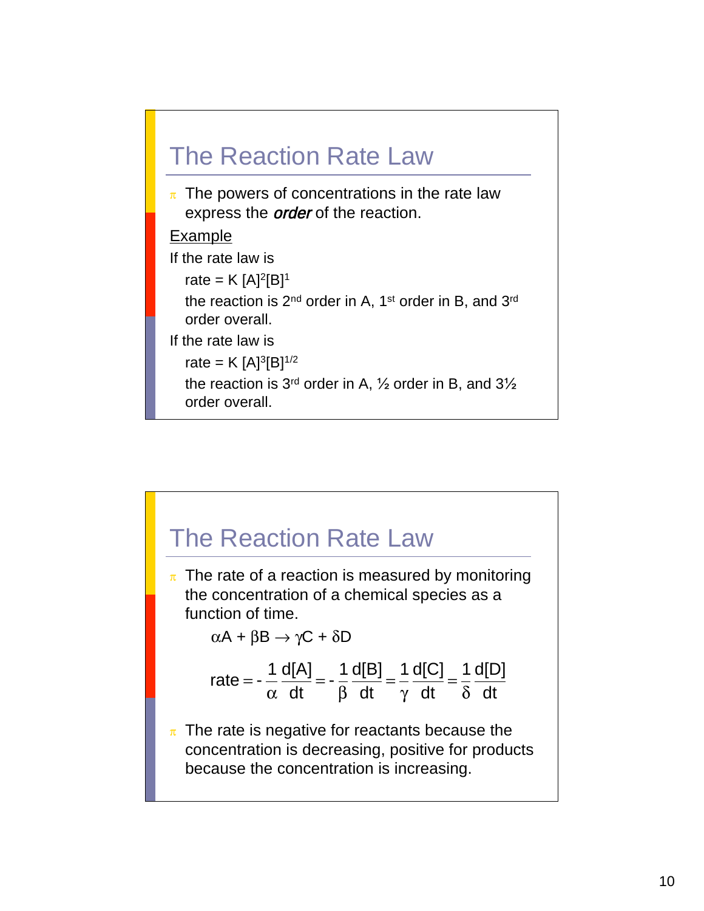## The Reaction Rate Law

- The powers of concentrations in the rate law express the ***order*** of the reaction.

Example

If the rate law is

rate = $K [A]^2[B]^1$

the reaction is 2nd order in A, 1st order in B, and 3rd order overall.

If the rate law is

rate = $K [A]^3[B]^{1/2}$

the reaction is 3rd order in A, ½ order in B, and 3½ order overall.

## The Reaction Rate Law

- The rate of a reaction is measured by monitoring the concentration of a chemical species as a function of time.

$$\alpha A + \beta B \rightarrow \gamma C + \delta D$$

$$\text{rate} = -\frac{1}{\alpha}\frac{d[A]}{dt} = -\frac{1}{\beta}\frac{d[B]}{dt} = \frac{1}{\gamma}\frac{d[C]}{dt} = \frac{1}{\delta}\frac{d[D]}{dt}$$

- The rate is negative for reactants because the concentration is decreasing, positive for products because the concentration is increasing.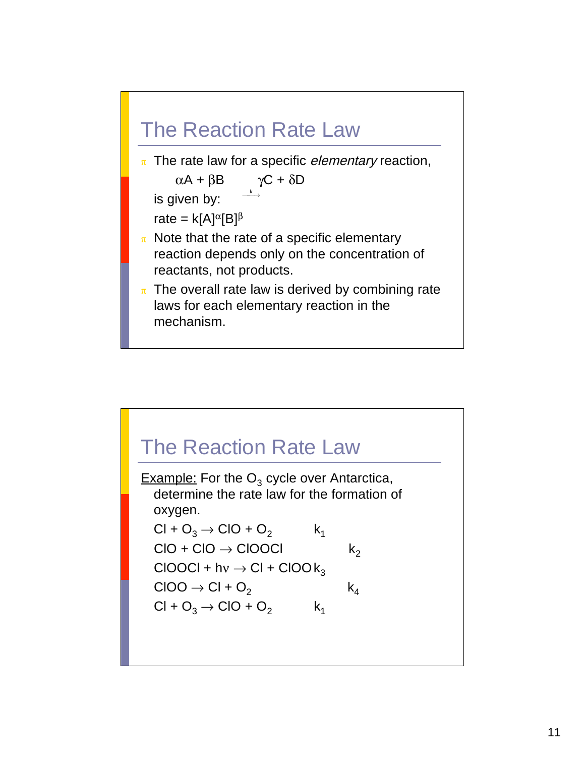## The Reaction Rate Law

- The rate law for a specific *elementary* reaction,

  $$\alpha A + \beta B \xrightarrow{k} \gamma C + \delta D$$

  is given by:

  rate = $k[A]^{\alpha}[B]^{\beta}$

- Note that the rate of a specific elementary reaction depends only on the concentration of reactants, not products.
- The overall rate law is derived by combining rate laws for each elementary reaction in the mechanism.

## The Reaction Rate Law

Example: For the $O_3$ cycle over Antarctica, determine the rate law for the formation of oxygen.

$Cl + O_3 \rightarrow ClO + O_2$ $\quad k_1$

$ClO + ClO \rightarrow ClOOCl$ $\quad k_2$

$ClOOCl + h\nu \rightarrow Cl + ClOO$ $\quad k_3$

$ClOO \rightarrow Cl + O_2$ $\quad k_4$

$Cl + O_3 \rightarrow ClO + O_2$ $\quad k_1$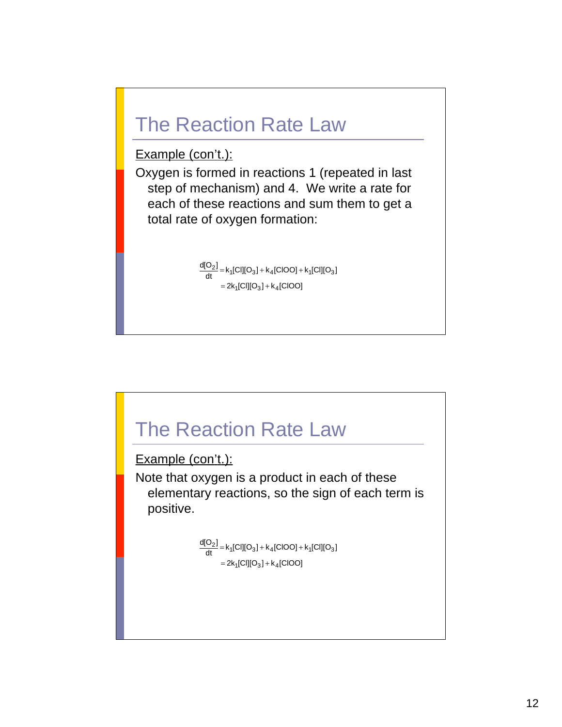## The Reaction Rate Law

Example (con't.):

Oxygen is formed in reactions 1 (repeated in last step of mechanism) and 4. We write a rate for each of these reactions and sum them to get a total rate of oxygen formation:

$$\frac{d[O_2]}{dt} = k_1[Cl][O_3] + k_4[ClOO] + k_1[Cl][O_3]$$
$$= 2k_1[Cl][O_3] + k_4[ClOO]$$

## The Reaction Rate Law

Example (con't.):

Note that oxygen is a product in each of these elementary reactions, so the sign of each term is positive.

$$\frac{d[O_2]}{dt} = k_1[Cl][O_3] + k_4[ClOO] + k_1[Cl][O_3]$$
$$= 2k_1[Cl][O_3] + k_4[ClOO]$$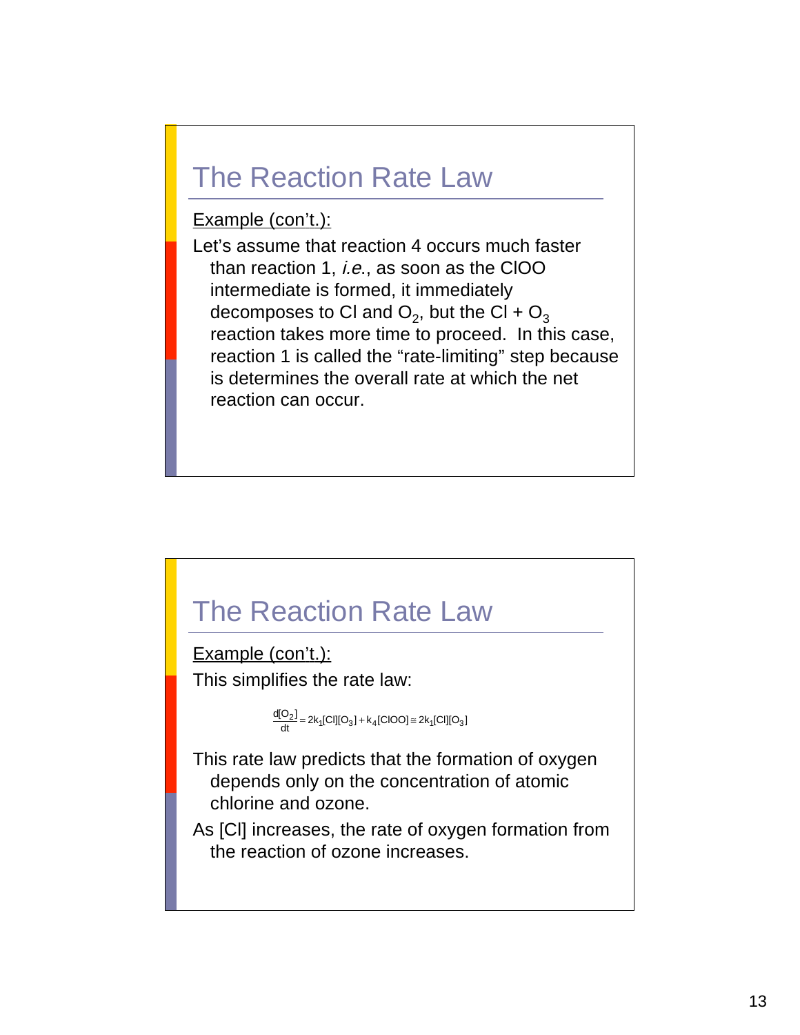## The Reaction Rate Law

<u>Example (con't.):</u>

Let's assume that reaction 4 occurs much faster than reaction 1, *i.e.*, as soon as the ClOO intermediate is formed, it immediately decomposes to Cl and $O_2$, but the Cl + $O_3$ reaction takes more time to proceed. In this case, reaction 1 is called the "rate-limiting" step because is determines the overall rate at which the net reaction can occur.

## The Reaction Rate Law

<u>Example (con't.):</u>

This simplifies the rate law:

$$\frac{d[O_2]}{dt} = 2k_1[Cl][O_3] + k_4[ClOO] \cong 2k_1[Cl][O_3]$$

This rate law predicts that the formation of oxygen depends only on the concentration of atomic chlorine and ozone.

As [Cl] increases, the rate of oxygen formation from the reaction of ozone increases.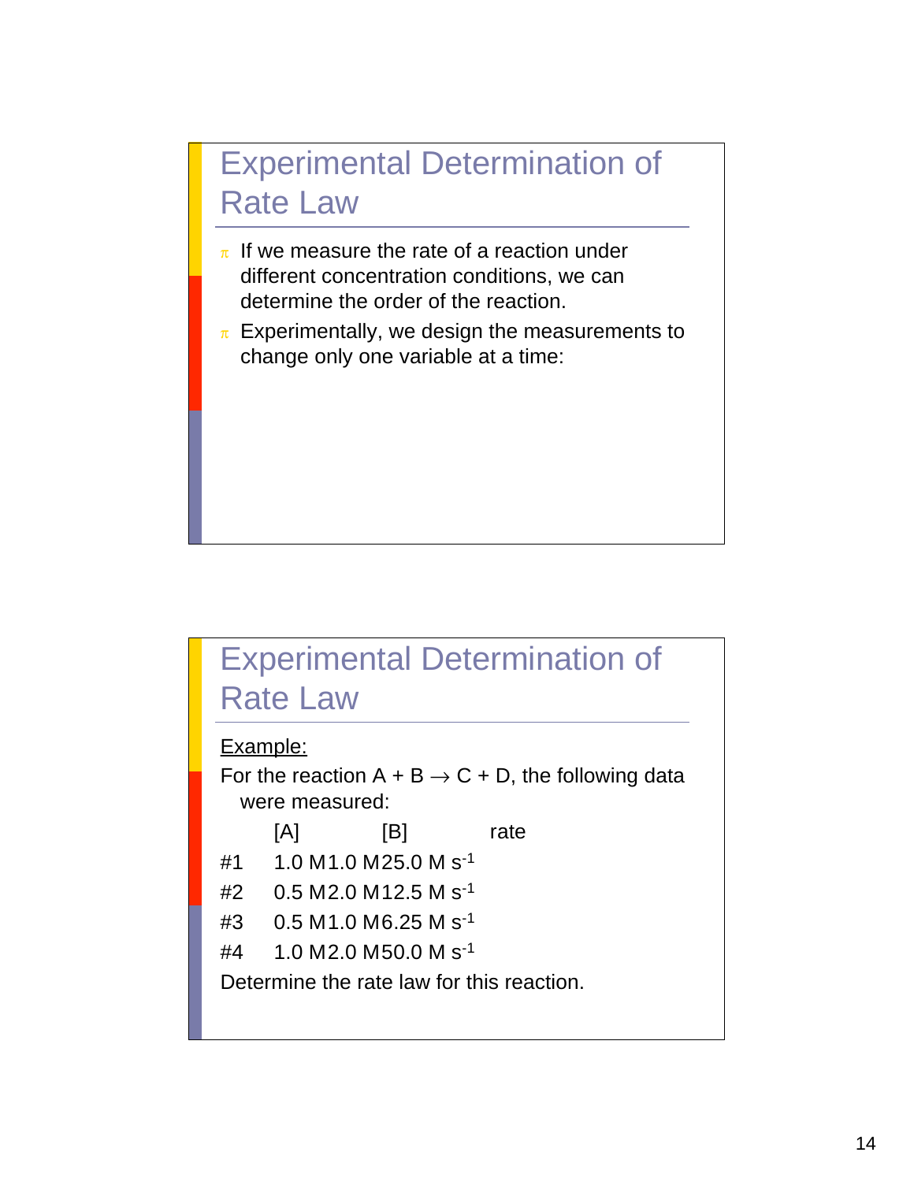## Experimental Determination of Rate Law

- If we measure the rate of a reaction under different concentration conditions, we can determine the order of the reaction.
- Experimentally, we design the measurements to change only one variable at a time:

## Experimental Determination of Rate Law

Example:

For the reaction A + B → C + D, the following data were measured:

| | [A] | [B] | rate |
|---|---|---|---|
| #1 | 1.0 M | 1.0 M | 25.0 M $s^{-1}$ |
| #2 | 0.5 M | 2.0 M | 12.5 M $s^{-1}$ |
| #3 | 0.5 M | 1.0 M | 6.25 M $s^{-1}$ |
| #4 | 1.0 M | 2.0 M | 50.0 M $s^{-1}$ |

Determine the rate law for this reaction.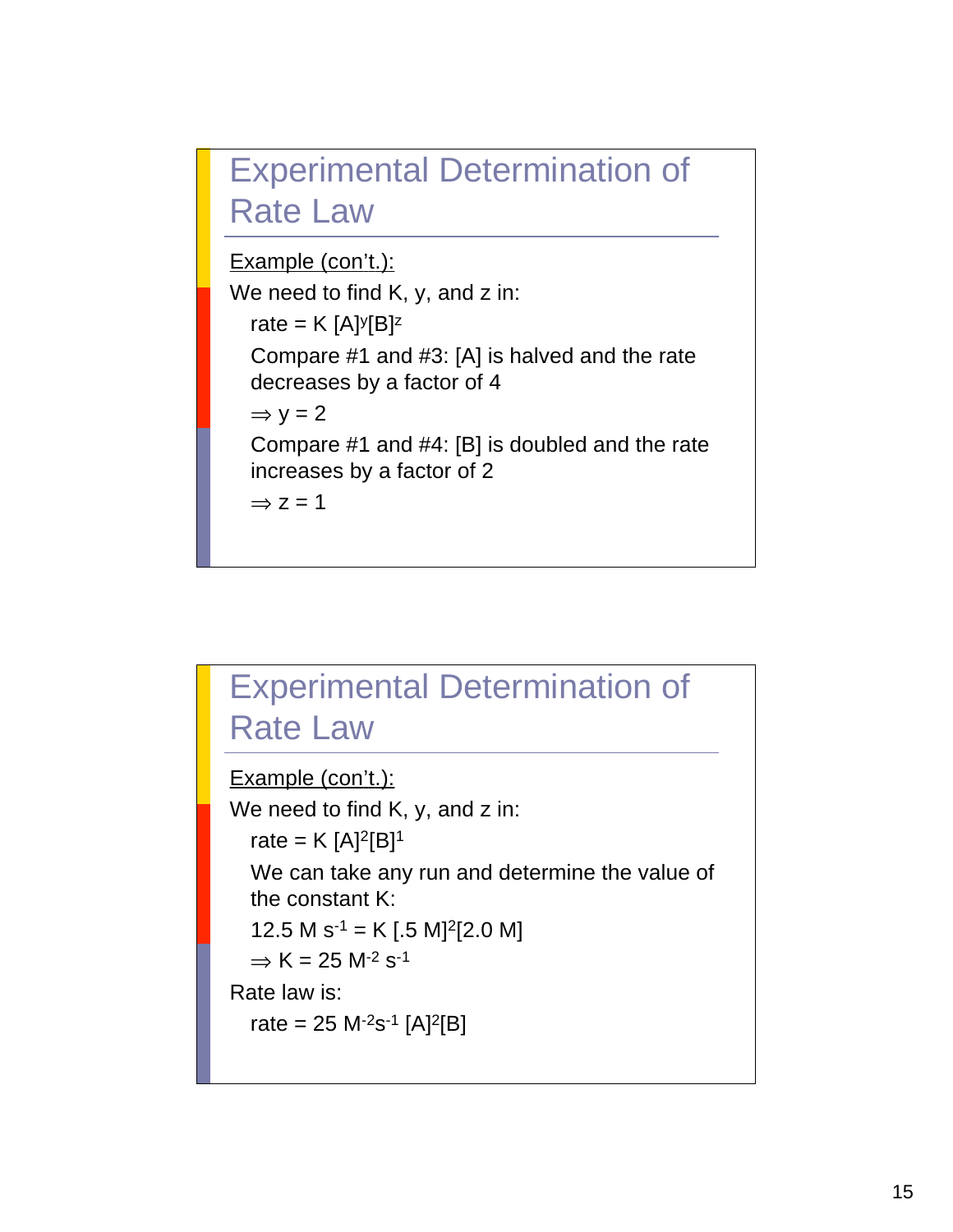## Experimental Determination of Rate Law

Example (con't.):

We need to find K, y, and z in:

rate = K $[A]^y[B]^z$

Compare #1 and #3: [A] is halved and the rate decreases by a factor of 4

$\Rightarrow$ y = 2

Compare #1 and #4: [B] is doubled and the rate increases by a factor of 2

$\Rightarrow$ z = 1

## Experimental Determination of Rate Law

Example (con't.):

We need to find K, y, and z in:

rate = K $[A]^2[B]^1$

We can take any run and determine the value of the constant K:

12.5 M $s^{-1}$ = K $[.5\ M]^2[2.0\ M]$

$\Rightarrow$ K = 25 $M^{-2}\ s^{-1}$

Rate law is:

rate = 25 $M^{-2}s^{-1}$ $[A]^2[B]$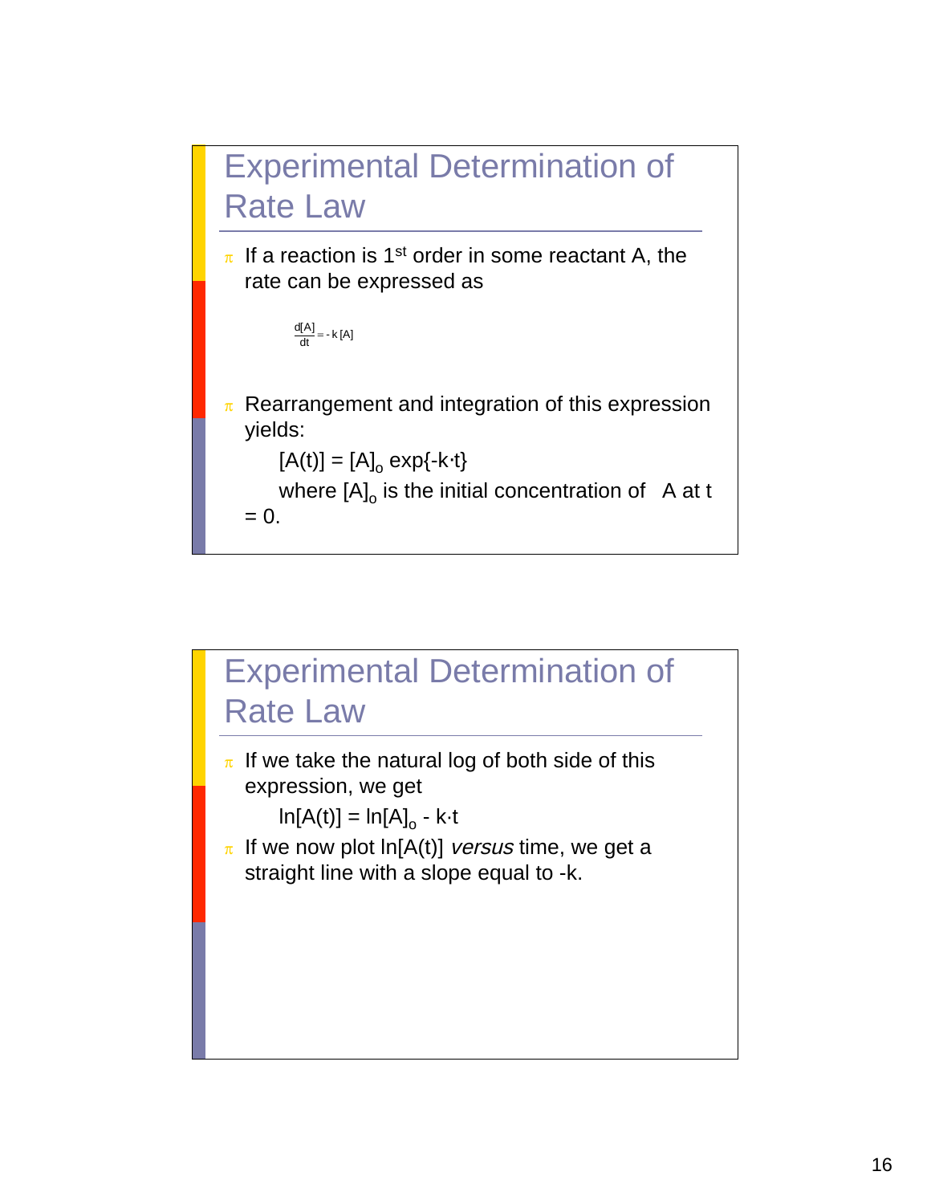## Experimental Determination of Rate Law

- If a reaction is 1[st] order in some reactant A, the rate can be expressed as

$$\frac{d[A]}{dt} = -k[A]$$

- Rearrangement and integration of this expression yields:

  $[A(t)] = [A]_o \exp\{-k \cdot t\}$

  where $[A]_o$ is the initial concentration of A at t = 0.

## Experimental Determination of Rate Law

- If we take the natural log of both side of this expression, we get

  $\ln[A(t)] = \ln[A]_o - k \cdot t$

- If we now plot ln[A(t)] *versus* time, we get a straight line with a slope equal to -k.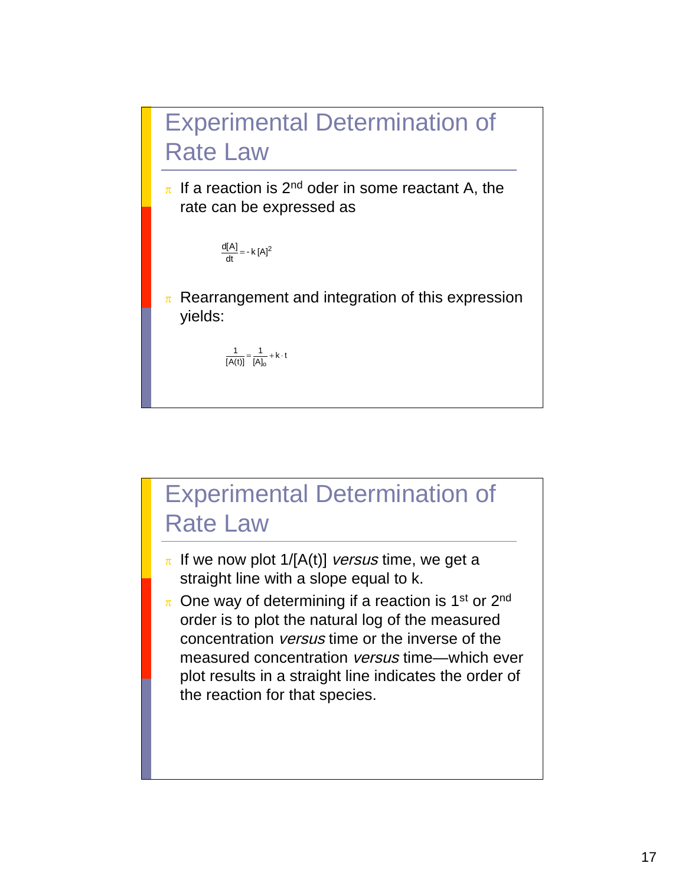# Experimental Determination of Rate Law

- If a reaction is 2nd oder in some reactant A, the rate can be expressed as

$$\frac{d[A]}{dt} = -k\,[A]^2$$

- Rearrangement and integration of this expression yields:

$$\frac{1}{[A(t)]} = \frac{1}{[A]_o} + k \cdot t$$

# Experimental Determination of Rate Law

- If we now plot 1/[A(t)] *versus* time, we get a straight line with a slope equal to k.
- One way of determining if a reaction is 1st or 2nd order is to plot the natural log of the measured concentration *versus* time or the inverse of the measured concentration *versus* time—which ever plot results in a straight line indicates the order of the reaction for that species.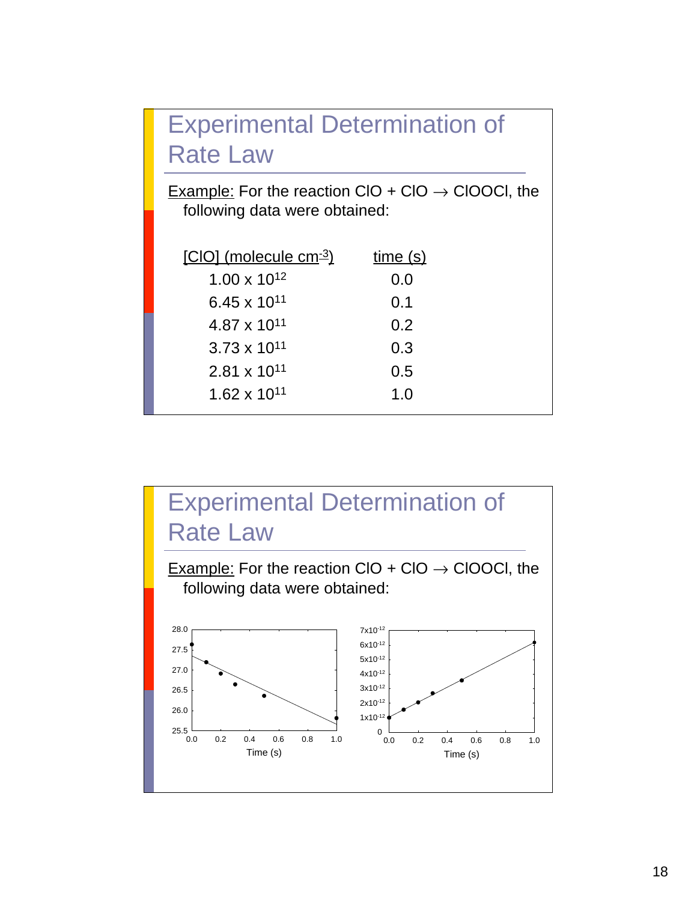## Experimental Determination of Rate Law

Example: For the reaction ClO + ClO → ClOOCl, the following data were obtained:

| [ClO] (molecule $cm^{-3}$) | time (s) |
|---|---|
| $1.00 \times 10^{12}$ | 0.0 |
| $6.45 \times 10^{11}$ | 0.1 |
| $4.87 \times 10^{11}$ | 0.2 |
| $3.73 \times 10^{11}$ | 0.3 |
| $2.81 \times 10^{11}$ | 0.5 |
| $1.62 \times 10^{11}$ | 1.0 |

## Experimental Determination of Rate Law

Example: For the reaction ClO + ClO → ClOOCl, the following data were obtained:

28.0
27.5
27.0
26.5
26.0
25.5
0.0 0.2 0.4 0.6 0.8 1.0
Time (s)

$7\times10^{-12}$
$6\times10^{-12}$
$5\times10^{-12}$
$4\times10^{-12}$
$3\times10^{-12}$
$2\times10^{-12}$
$1\times10^{-12}$
0
0.0 0.2 0.4 0.6 0.8 1.0
Time (s)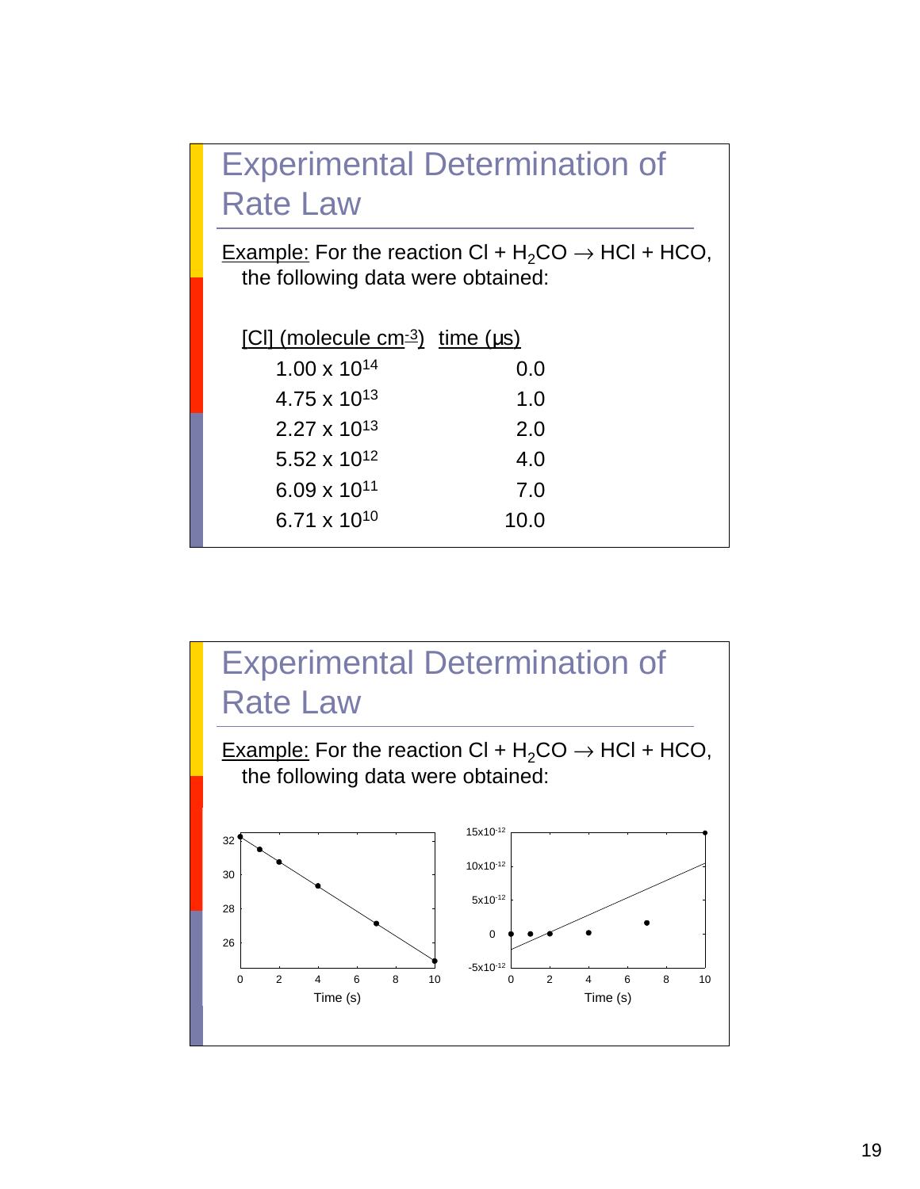## Experimental Determination of Rate Law

Example: For the reaction $Cl + H_2CO \rightarrow HCl + HCO$, the following data were obtained:

| [Cl] (molecule cm$^{-3}$) | time (μs) |
|---|---|
| $1.00 \times 10^{14}$ | 0.0 |
| $4.75 \times 10^{13}$ | 1.0 |
| $2.27 \times 10^{13}$ | 2.0 |
| $5.52 \times 10^{12}$ | 4.0 |
| $6.09 \times 10^{11}$ | 7.0 |
| $6.71 \times 10^{10}$ | 10.0 |

## Experimental Determination of Rate Law

Example: For the reaction $Cl + H_2CO \rightarrow HCl + HCO$, the following data were obtained:

32
30
28
26
0 2 4 6 8 10
Time (s)

15x10$^{-12}$
10x10$^{-12}$
5x10$^{-12}$
0
-5x10$^{-12}$
0 2 4 6 8 10
Time (s)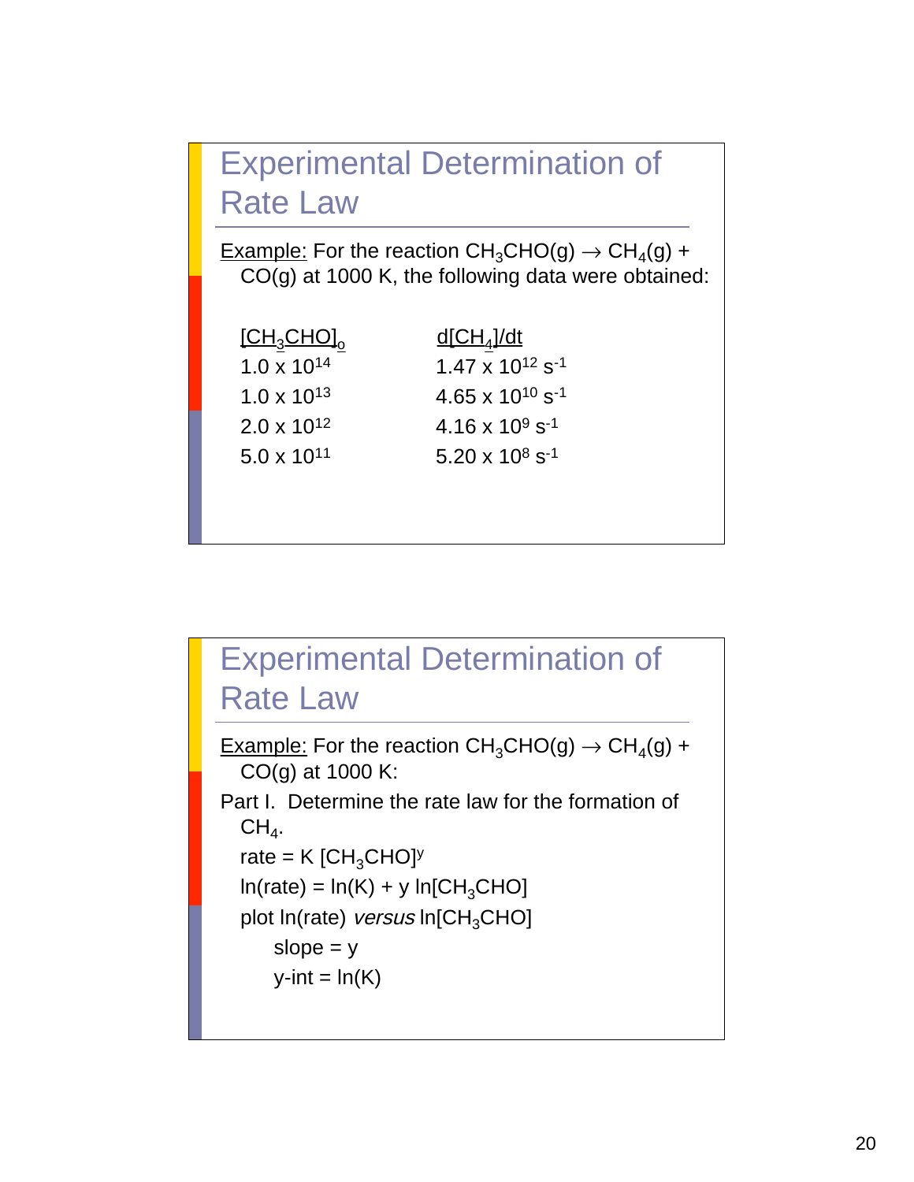## Experimental Determination of Rate Law

Example: For the reaction $CH_3CHO(g) \rightarrow CH_4(g) + CO(g)$ at 1000 K, the following data were obtained:

| $[CH_3CHO]_o$ | $d[CH_4]/dt$ |
|---|---|
| $1.0 \times 10^{14}$ | $1.47 \times 10^{12}\ s^{-1}$ |
| $1.0 \times 10^{13}$ | $4.65 \times 10^{10}\ s^{-1}$ |
| $2.0 \times 10^{12}$ | $4.16 \times 10^{9}\ s^{-1}$ |
| $5.0 \times 10^{11}$ | $5.20 \times 10^{8}\ s^{-1}$ |

## Experimental Determination of Rate Law

Example: For the reaction $CH_3CHO(g) \rightarrow CH_4(g) + CO(g)$ at 1000 K:

Part I. Determine the rate law for the formation of $CH_4$.

rate = $K\ [CH_3CHO]^y$

$\ln(\text{rate}) = \ln(K) + y \ln[CH_3CHO]$

plot ln(rate) *versus* $\ln[CH_3CHO]$

slope = y

y-int = ln(K)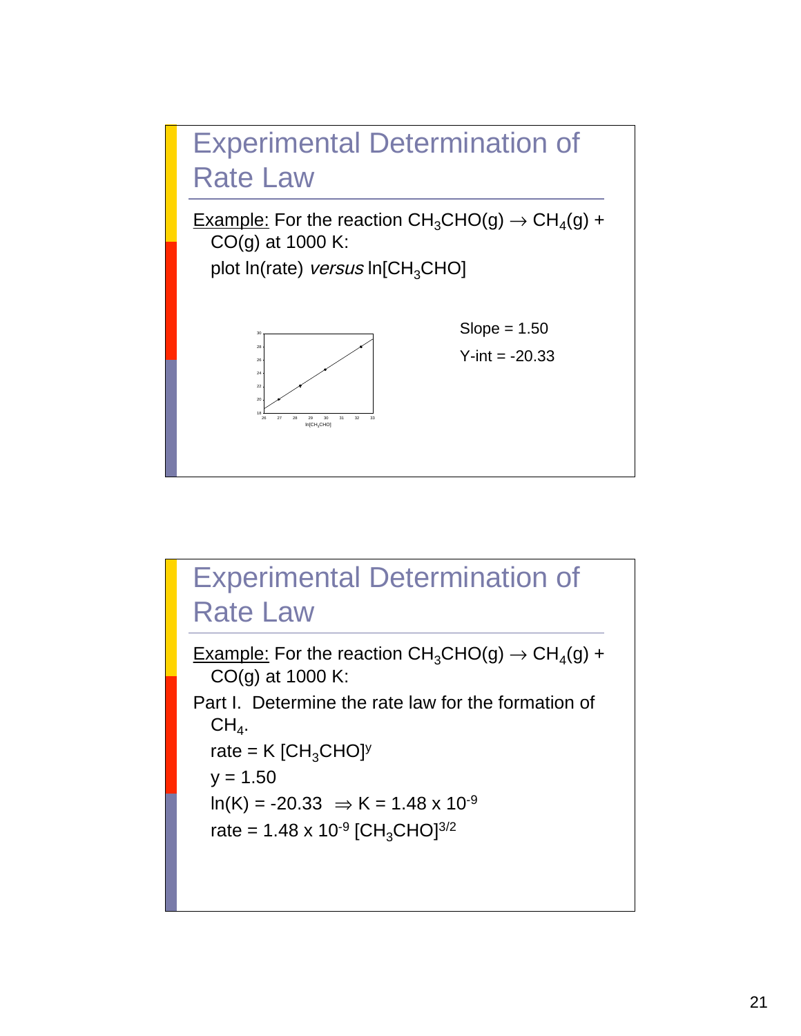## Experimental Determination of Rate Law

Example: For the reaction $CH_3CHO(g) \rightarrow CH_4(g) + CO(g)$ at 1000 K:

plot ln(rate) *versus* $\ln[CH_3CHO]$

30
28
26
24
22
20
18
26 27 28 29 30 31 32 33
$\ln[CH_3CHO]$

Slope = 1.50

Y-int = -20.33

## Experimental Determination of Rate Law

Example: For the reaction $CH_3CHO(g) \rightarrow CH_4(g) + CO(g)$ at 1000 K:

Part I. Determine the rate law for the formation of $CH_4$.

rate = $K\,[CH_3CHO]^y$

$y = 1.50$

$\ln(K) = -20.33 \;\Rightarrow K = 1.48 \times 10^{-9}$

rate = $1.48 \times 10^{-9}\,[CH_3CHO]^{3/2}$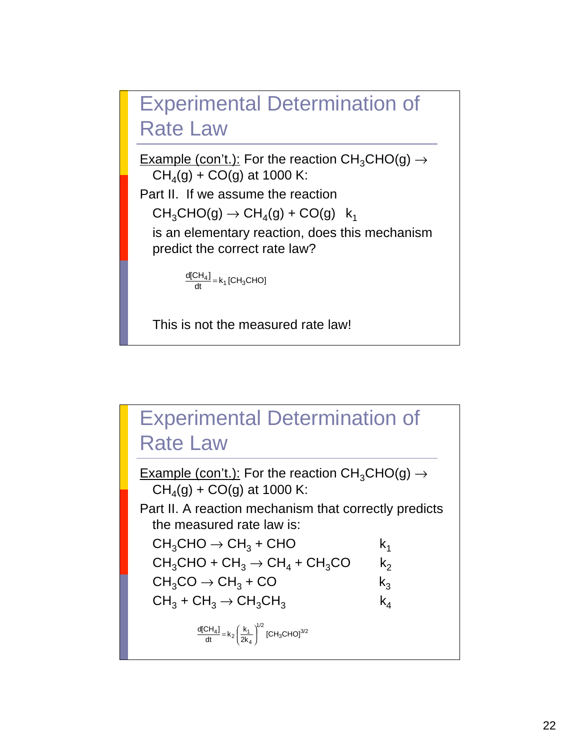## Experimental Determination of Rate Law

Example (con't.): For the reaction $CH_3CHO(g) \rightarrow CH_4(g) + CO(g)$ at 1000 K:

Part II. If we assume the reaction

$CH_3CHO(g) \rightarrow CH_4(g) + CO(g)$   $k_1$

is an elementary reaction, does this mechanism predict the correct rate law?

$$\frac{d[CH_4]}{dt} = k_1 [CH_3CHO]$$

This is not the measured rate law!

## Experimental Determination of Rate Law

Example (con't.): For the reaction $CH_3CHO(g) \rightarrow CH_4(g) + CO(g)$ at 1000 K:

Part II. A reaction mechanism that correctly predicts the measured rate law is:

$CH_3CHO \rightarrow CH_3 + CHO$   $k_1$

$CH_3CHO + CH_3 \rightarrow CH_4 + CH_3CO$   $k_2$

$CH_3CO \rightarrow CH_3 + CO$   $k_3$

$CH_3 + CH_3 \rightarrow CH_3CH_3$   $k_4$

$$\frac{d[CH_4]}{dt} = k_2 \left(\frac{k_1}{2k_4}\right)^{1/2} [CH_3CHO]^{3/2}$$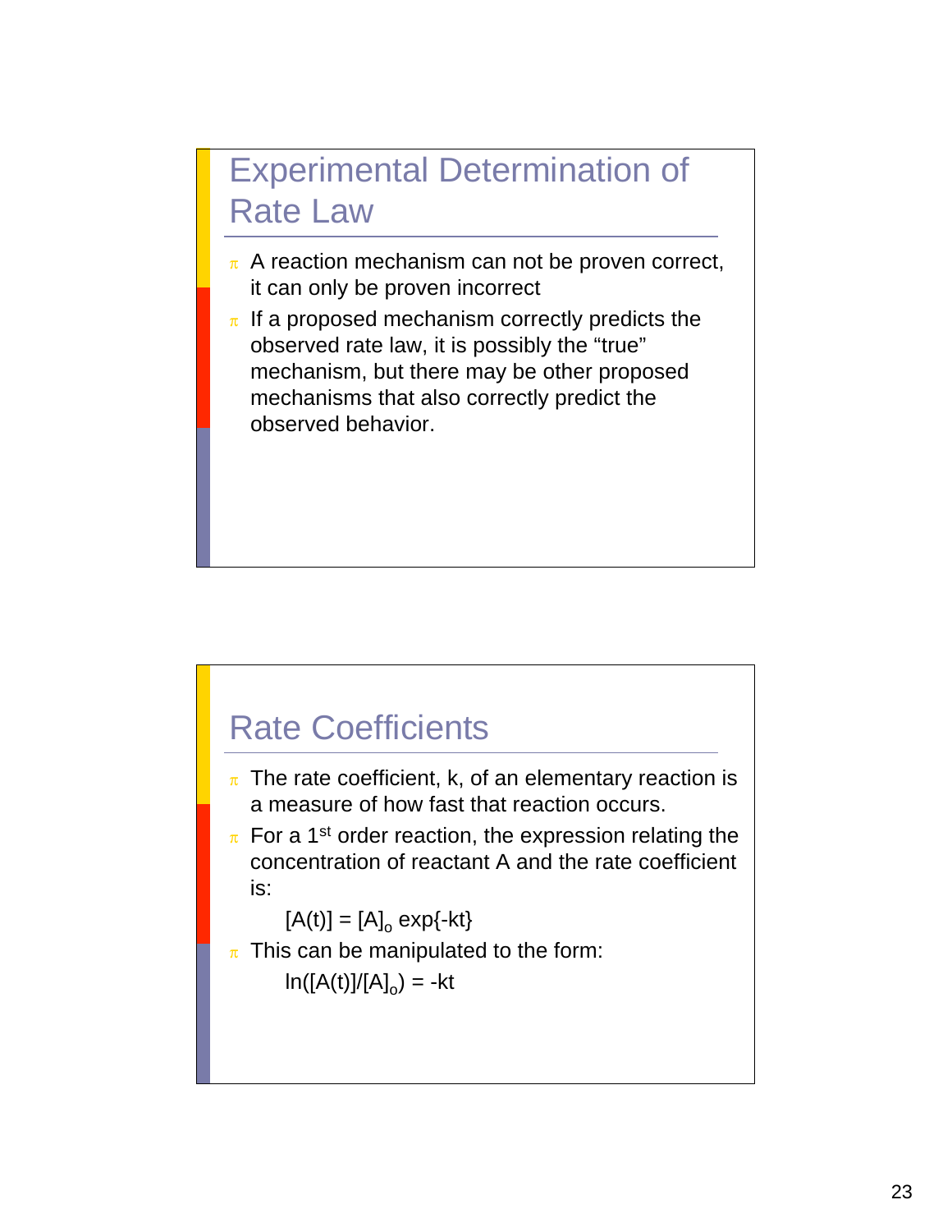## Experimental Determination of Rate Law

- A reaction mechanism can not be proven correct, it can only be proven incorrect
- If a proposed mechanism correctly predicts the observed rate law, it is possibly the "true" mechanism, but there may be other proposed mechanisms that also correctly predict the observed behavior.

## Rate Coefficients

- The rate coefficient, k, of an elementary reaction is a measure of how fast that reaction occurs.
- For a 1st order reaction, the expression relating the concentration of reactant A and the rate coefficient is:

$$[A(t)] = [A]_o \exp\{-kt\}$$

- This can be manipulated to the form:

$$\ln([A(t)]/[A]_o) = -kt$$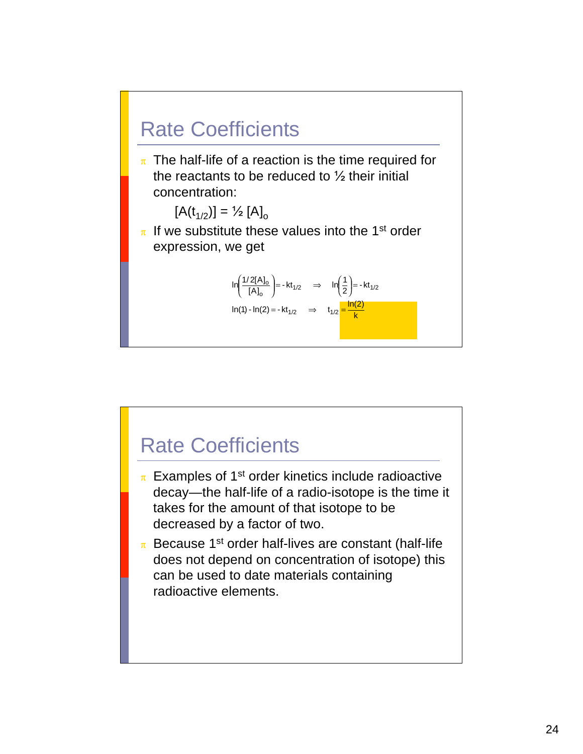## Rate Coefficients

- The half-life of a reaction is the time required for the reactants to be reduced to ½ their initial concentration:

  $$[A(t_{1/2})] = \tfrac{1}{2}[A]_o$$

- If we substitute these values into the 1st order expression, we get

$$\ln\left(\frac{1/2[A]_o}{[A]_o}\right) = -kt_{1/2} \quad \Rightarrow \quad \ln\left(\frac{1}{2}\right) = -kt_{1/2}$$

$$\ln(1) - \ln(2) = -kt_{1/2} \quad \Rightarrow \quad t_{1/2} = \frac{\ln(2)}{k}$$

## Rate Coefficients

- Examples of 1st order kinetics include radioactive decay—the half-life of a radio-isotope is the time it takes for the amount of that isotope to be decreased by a factor of two.
- Because 1st order half-lives are constant (half-life does not depend on concentration of isotope) this can be used to date materials containing radioactive elements.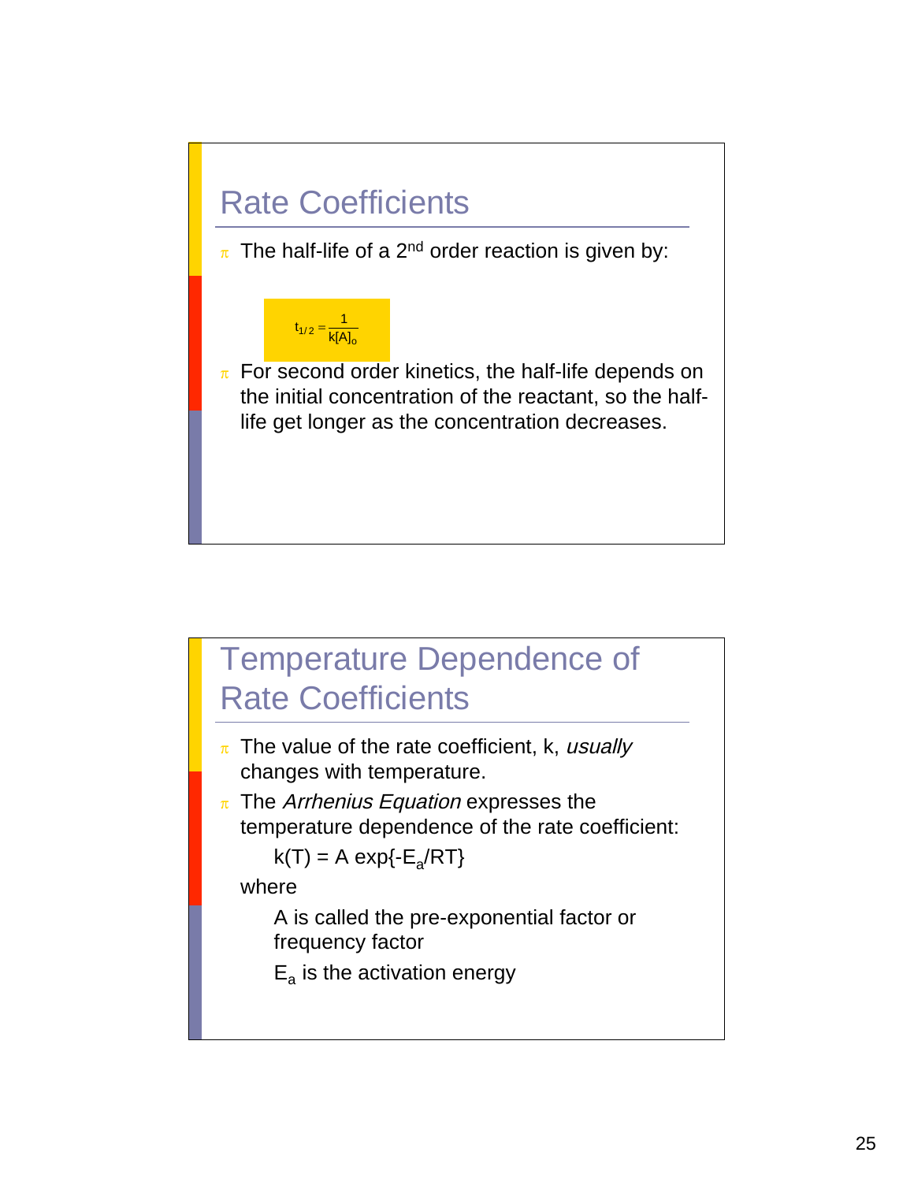## Rate Coefficients

- The half-life of a 2nd order reaction is given by:

$$t_{1/2} = \frac{1}{k[A]_o}$$

- For second order kinetics, the half-life depends on the initial concentration of the reactant, so the half-life get longer as the concentration decreases.

## Temperature Dependence of Rate Coefficients

- The value of the rate coefficient, k, *usually* changes with temperature.
- The *Arrhenius Equation* expresses the temperature dependence of the rate coefficient:

  $k(T) = A \exp\{-E_a/RT\}$

  where

  A is called the pre-exponential factor or frequency factor

  $E_a$ is the activation energy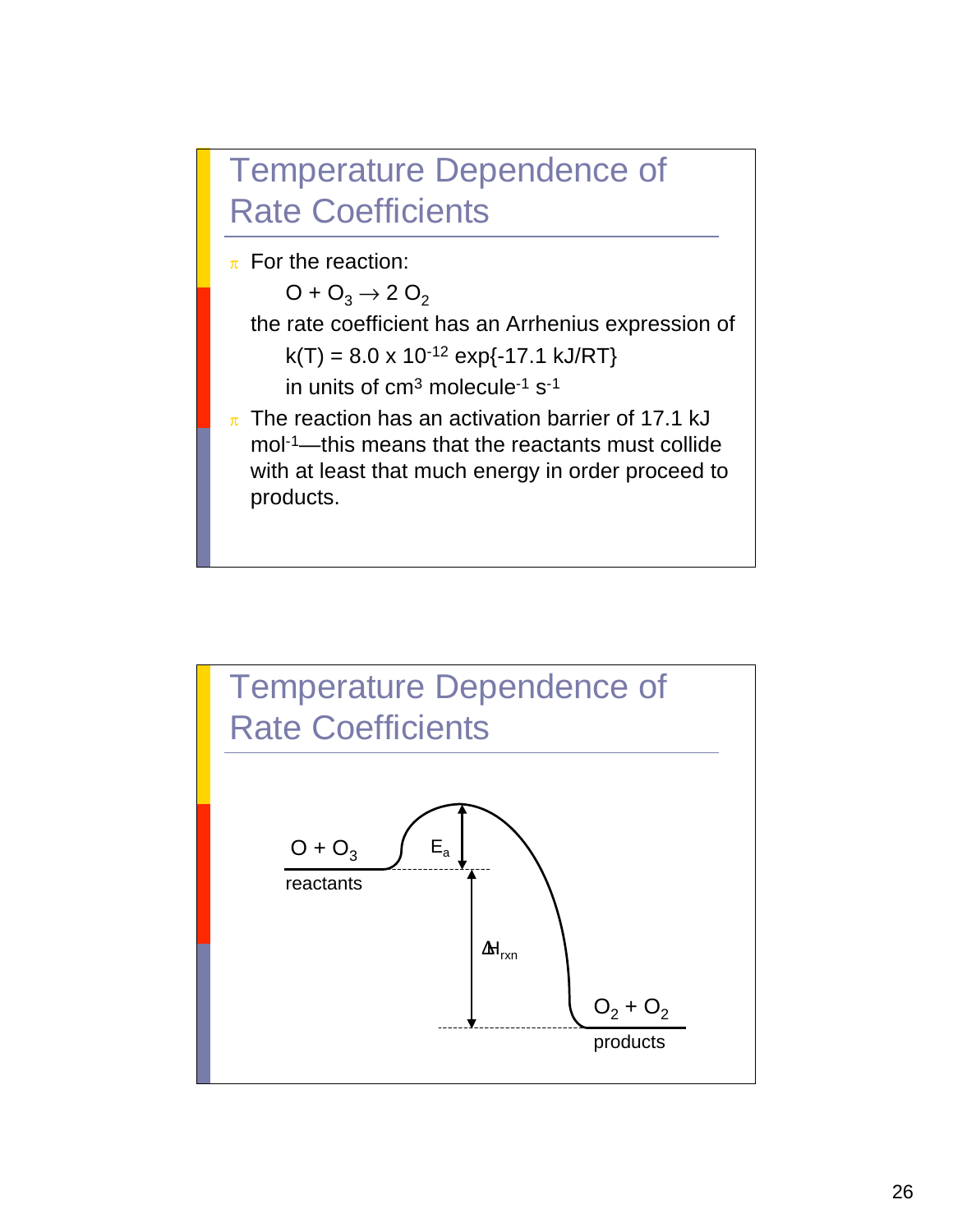## Temperature Dependence of Rate Coefficients

- For the reaction:

  $O + O_3 \rightarrow 2\ O_2$

  the rate coefficient has an Arrhenius expression of

  $k(T) = 8.0 \times 10^{-12} \exp\{-17.1\ \text{kJ}/RT\}$

  in units of $cm^3$ $molecule^{-1}$ $s^{-1}$

- The reaction has an activation barrier of 17.1 kJ $mol^{-1}$—this means that the reactants must collide with at least that much energy in order proceed to products.

## Temperature Dependence of Rate Coefficients

$O + O_3$

reactants

$E_a$

$\Delta H_{rxn}$

$O_2 + O_2$

products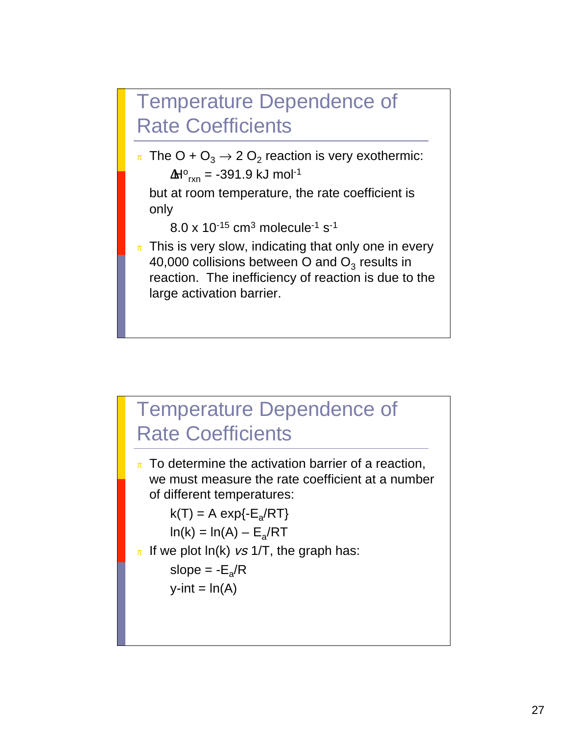## Temperature Dependence of Rate Coefficients

- The $O + O_3 \rightarrow 2\ O_2$ reaction is very exothermic:

  $\Delta H^o_{rxn}$ = -391.9 kJ mol$^{-1}$

  but at room temperature, the rate coefficient is only

  $8.0 \times 10^{-15}$ cm$^3$ molecule$^{-1}$ s$^{-1}$

- This is very slow, indicating that only one in every 40,000 collisions between O and $O_3$ results in reaction. The inefficiency of reaction is due to the large activation barrier.

## Temperature Dependence of Rate Coefficients

- To determine the activation barrier of a reaction, we must measure the rate coefficient at a number of different temperatures:

  $k(T) = A \exp\{-E_a/RT\}$

  $\ln(k) = \ln(A) - E_a/RT$

- If we plot ln(k) *vs* 1/T, the graph has:

  slope = $-E_a/R$

  y-int = ln(A)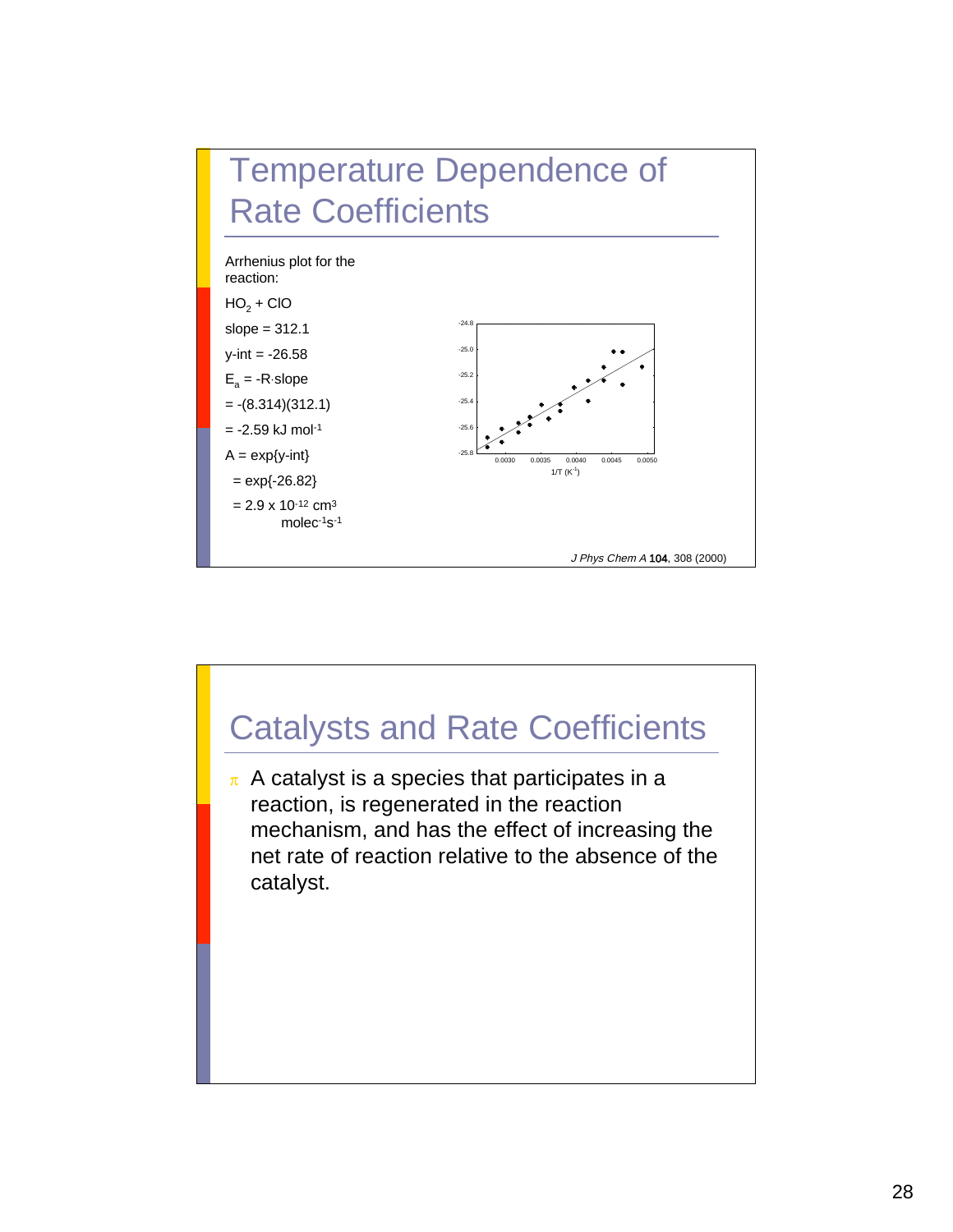# Temperature Dependence of Rate Coefficients

Arrhenius plot for the reaction:

$HO_2 + ClO$

slope = 312.1

y-int = -26.58

$E_a = -R \cdot slope$

$= -(8.314)(312.1)$

$= -2.59 \text{ kJ mol}^{-1}$

$A = \exp\{y\text{-int}\}$

$= \exp\{-26.82\}$

$= 2.9 \times 10^{-12} \text{ cm}^3 \text{ molec}^{-1}\text{s}^{-1}$

-24.8
-25.0
-25.2
-25.4
-25.6
-25.8

0.0030
0.0035
0.0040
0.0045
0.0050

1/T ($K^{-1}$)

*J Phys Chem A* **104**, 308 (2000)

# Catalysts and Rate Coefficients

- A catalyst is a species that participates in a reaction, is regenerated in the reaction mechanism, and has the effect of increasing the net rate of reaction relative to the absence of the catalyst.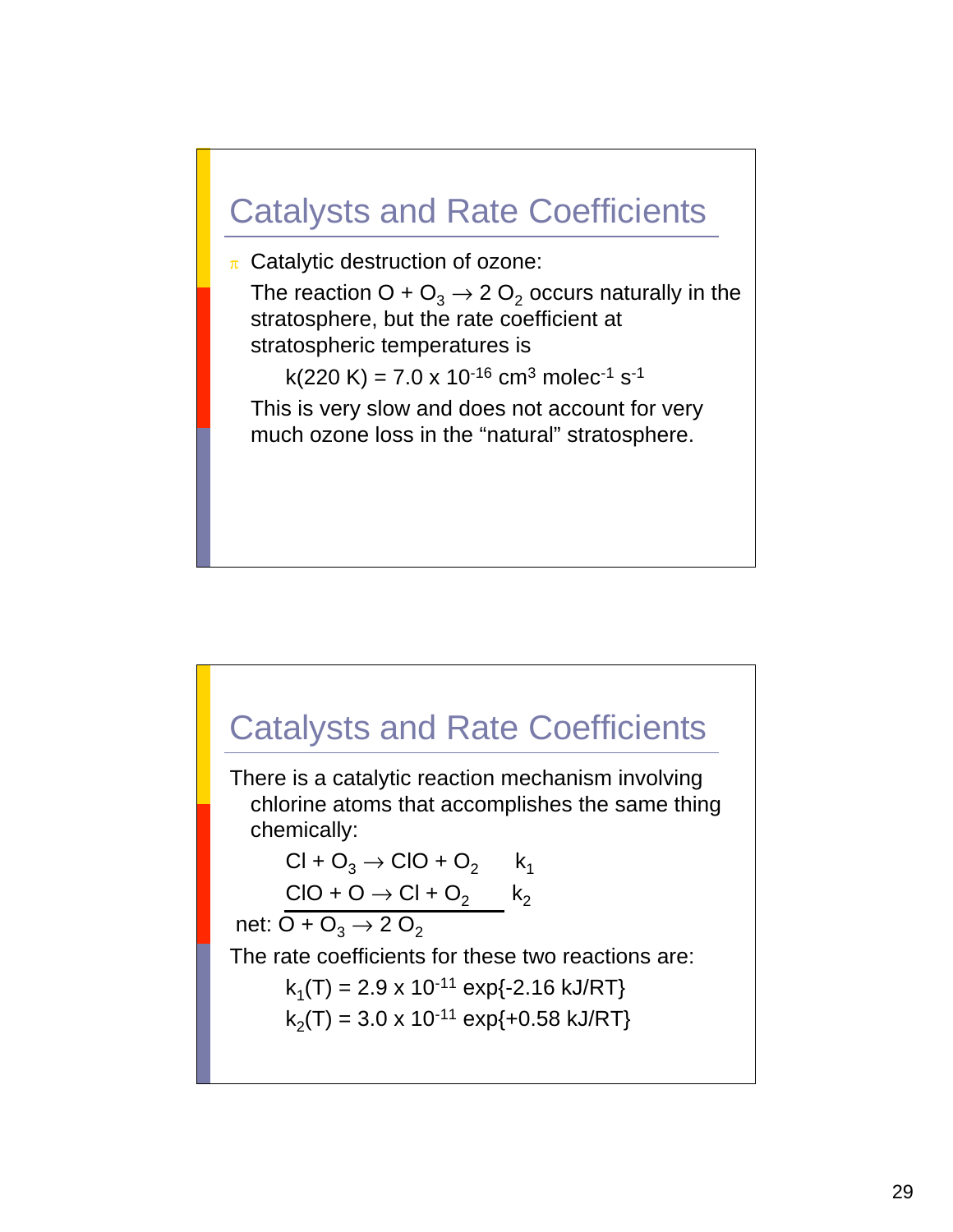## Catalysts and Rate Coefficients

- Catalytic destruction of ozone:

  The reaction $O + O_3 \rightarrow 2\ O_2$ occurs naturally in the stratosphere, but the rate coefficient at stratospheric temperatures is

  $k(220\ K) = 7.0 \times 10^{-16}\ cm^3\ molec^{-1}\ s^{-1}$

  This is very slow and does not account for very much ozone loss in the "natural" stratosphere.

## Catalysts and Rate Coefficients

There is a catalytic reaction mechanism involving chlorine atoms that accomplishes the same thing chemically:

$Cl + O_3 \rightarrow ClO + O_2 \quad k_1$

$ClO + O \rightarrow Cl + O_2 \quad k_2$

net: $O + O_3 \rightarrow 2\ O_2$

The rate coefficients for these two reactions are:

$k_1(T) = 2.9 \times 10^{-11} \exp\{-2.16\ kJ/RT\}$

$k_2(T) = 3.0 \times 10^{-11} \exp\{+0.58\ kJ/RT\}$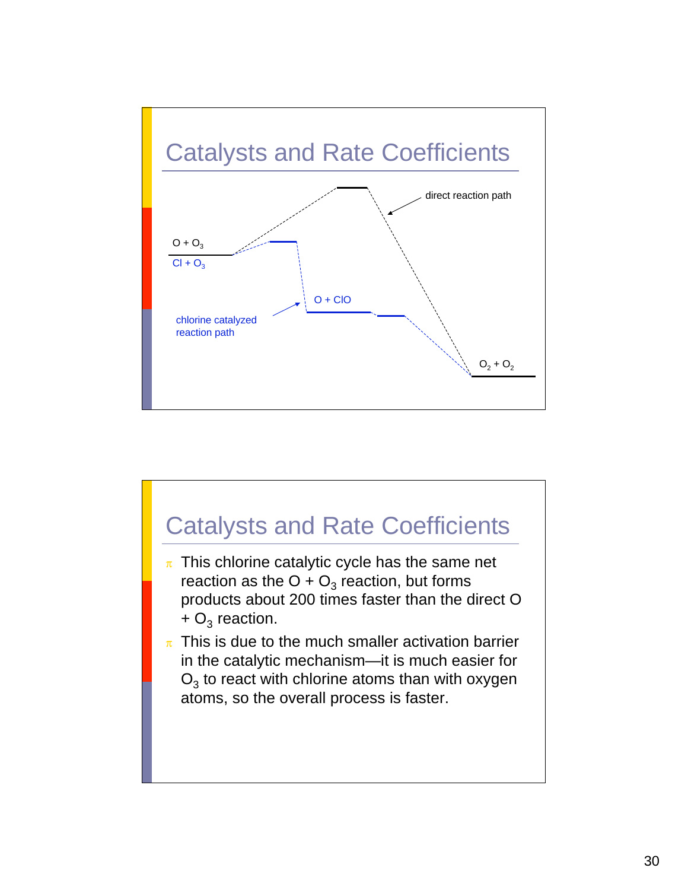## Catalysts and Rate Coefficients

direct reaction path

$O + O_3$

$Cl + O_3$

$O + ClO$

chlorine catalyzed reaction path

$O_2 + O_2$

## Catalysts and Rate Coefficients

- This chlorine catalytic cycle has the same net reaction as the $O + O_3$ reaction, but forms products about 200 times faster than the direct $O + O_3$ reaction.
- This is due to the much smaller activation barrier in the catalytic mechanism—it is much easier for $O_3$ to react with chlorine atoms than with oxygen atoms, so the overall process is faster.